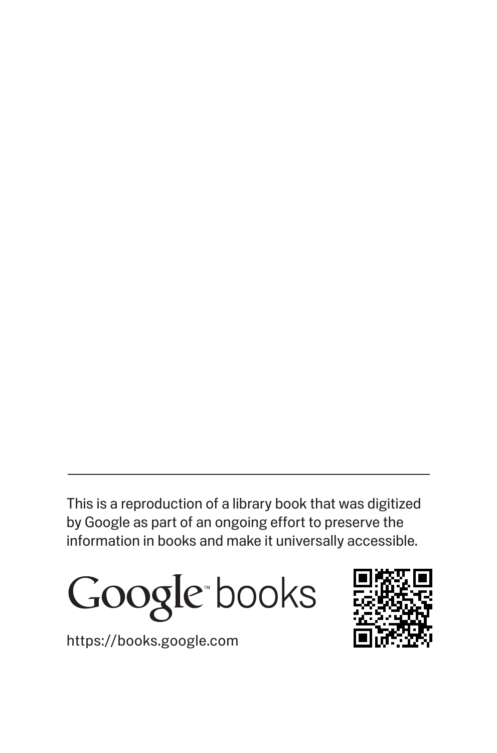This is a reproduction of a library book that was digitized by Google as part of an ongoing effort to preserve the information in books and make it universally accessible.

Google books

https://books.google.com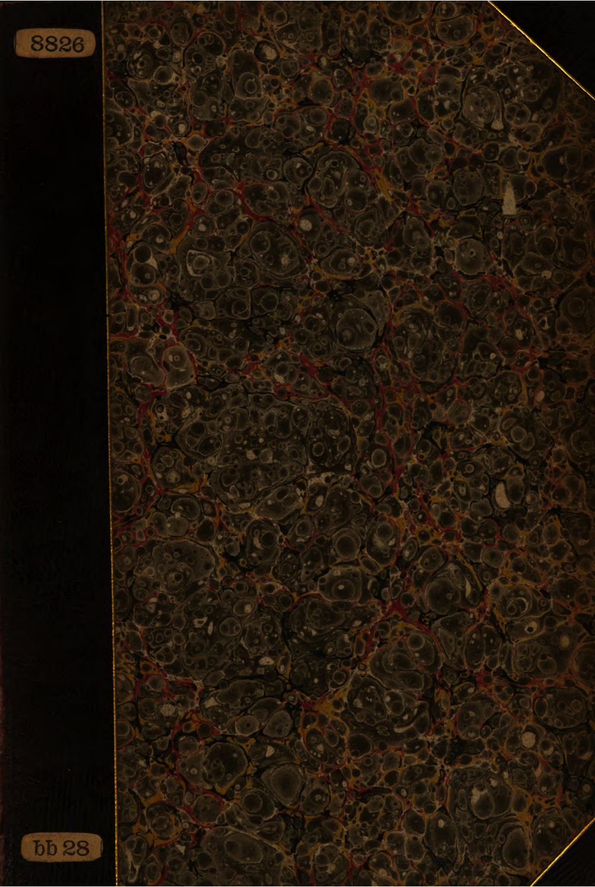8826

bb 28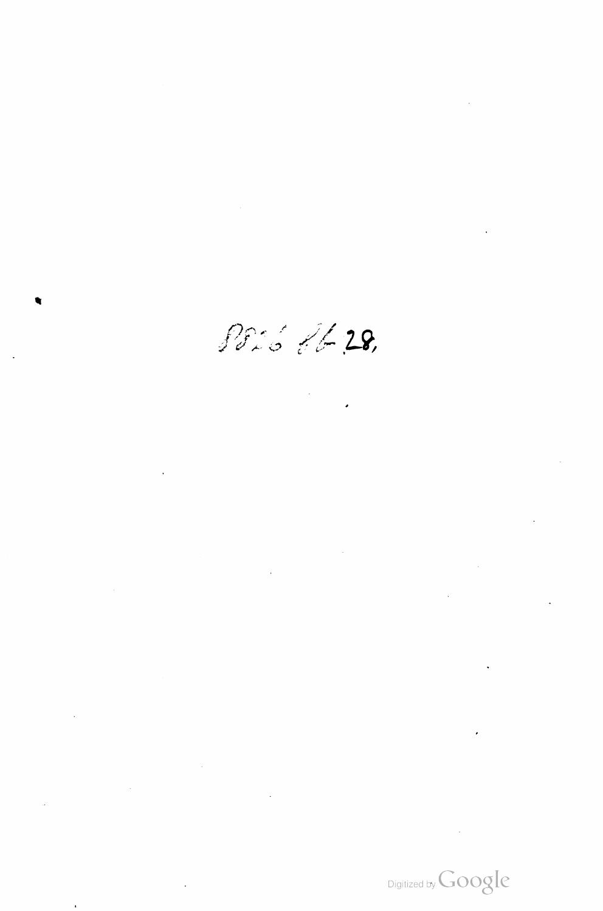8826 ff. 28.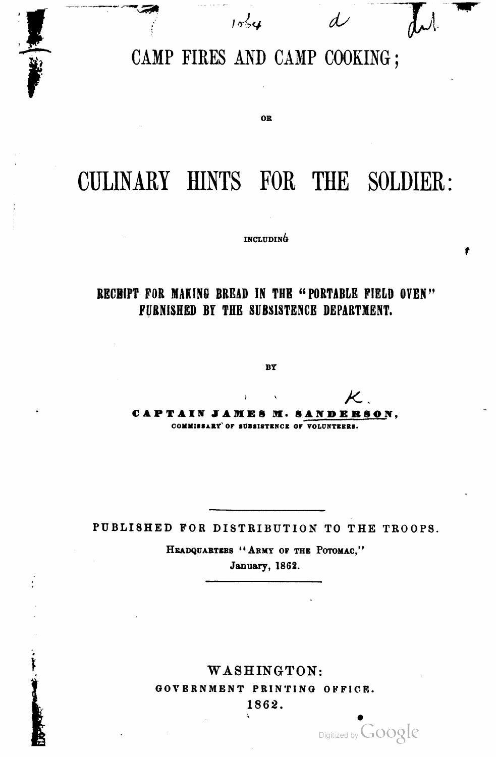# CAMP FIRES AND CAMP COOKING;

OR

# CULINARY HINTS FOR THE SOLDIER:

INCLUDING

RECEIPT FOR MAKING BREAD IN THE "PORTABLE FIELD OVEN" FURNISHED BY THE SUBSISTENCE DEPARTMENT.

BY

**CAPTAIN JAMES M. SANDERSON,**
COMMISSARY OF SUBSISTENCE OF VOLUNTEERS.

---

PUBLISHED FOR DISTRIBUTION TO THE TROOPS.

HEADQUARTERS "ARMY OF THE POTOMAC,"
January, 1862.

---

WASHINGTON:
GOVERNMENT PRINTING OFFICE.
1862.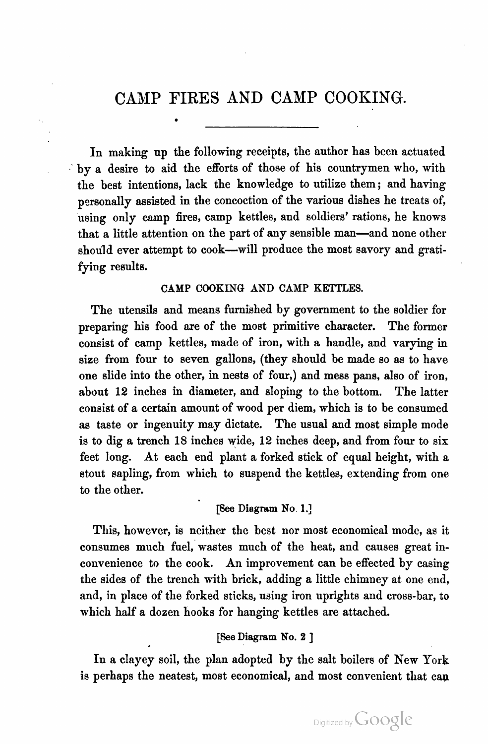# CAMP FIRES AND CAMP COOKING.

In making up the following receipts, the author has been actuated by a desire to aid the efforts of those of his countrymen who, with the best intentions, lack the knowledge to utilize them; and having personally assisted in the concoction of the various dishes he treats of, using only camp fires, camp kettles, and soldiers' rations, he knows that a little attention on the part of any sensible man—and none other should ever attempt to cook—will produce the most savory and gratifying results.

## CAMP COOKING AND CAMP KETTLES.

The utensils and means furnished by government to the soldier for preparing his food are of the most primitive character. The former consist of camp kettles, made of iron, with a handle, and varying in size from four to seven gallons, (they should be made so as to have one slide into the other, in nests of four,) and mess pans, also of iron, about 12 inches in diameter, and sloping to the bottom. The latter consist of a certain amount of wood per diem, which is to be consumed as taste or ingenuity may dictate. The usual and most simple mode is to dig a trench 18 inches wide, 12 inches deep, and from four to six feet long. At each end plant a forked stick of equal height, with a stout sapling, from which to suspend the kettles, extending from one to the other.

[See Diagram No. 1.]

This, however, is neither the best nor most economical mode, as it consumes much fuel, wastes much of the heat, and causes great inconvenience to the cook. An improvement can be effected by casing the sides of the trench with brick, adding a little chimney at one end, and, in place of the forked sticks, using iron uprights and cross-bar, to which half a dozen hooks for hanging kettles are attached.

[See Diagram No. 2 ]

In a clayey soil, the plan adopted by the salt boilers of New York is perhaps the neatest, most economical, and most convenient that can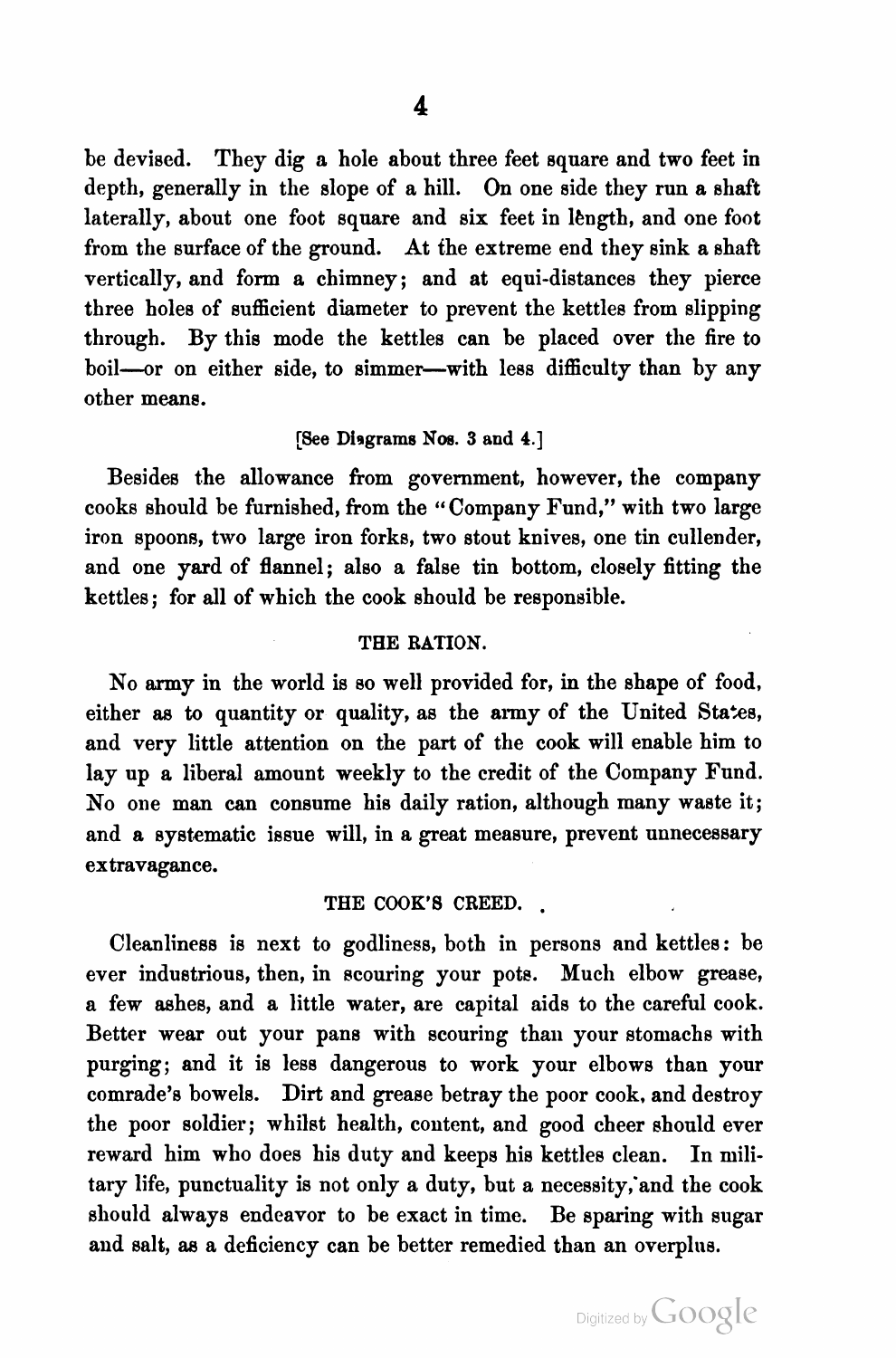be devised. They dig a hole about three feet square and two feet in depth, generally in the slope of a hill. On one side they run a shaft laterally, about one foot square and six feet in length, and one foot from the surface of the ground. At the extreme end they sink a shaft vertically, and form a chimney; and at equi-distances they pierce three holes of sufficient diameter to prevent the kettles from slipping through. By this mode the kettles can be placed over the fire to boil—or on either side, to simmer—with less difficulty than by any other means.

[See Diagrams Nos. 3 and 4.]

Besides the allowance from government, however, the company cooks should be furnished, from the "Company Fund," with two large iron spoons, two large iron forks, two stout knives, one tin cullender, and one yard of flannel; also a false tin bottom, closely fitting the kettles; for all of which the cook should be responsible.

## THE RATION.

No army in the world is so well provided for, in the shape of food, either as to quantity or quality, as the army of the United States, and very little attention on the part of the cook will enable him to lay up a liberal amount weekly to the credit of the Company Fund. No one man can consume his daily ration, although many waste it; and a systematic issue will, in a great measure, prevent unnecessary extravagance.

## THE COOK'S CREED.

Cleanliness is next to godliness, both in persons and kettles: be ever industrious, then, in scouring your pots. Much elbow grease, a few ashes, and a little water, are capital aids to the careful cook. Better wear out your pans with scouring than your stomachs with purging; and it is less dangerous to work your elbows than your comrade's bowels. Dirt and grease betray the poor cook, and destroy the poor soldier; whilst health, content, and good cheer should ever reward him who does his duty and keeps his kettles clean. In military life, punctuality is not only a duty, but a necessity, and the cook should always endeavor to be exact in time. Be sparing with sugar and salt, as a deficiency can be better remedied than an overplus.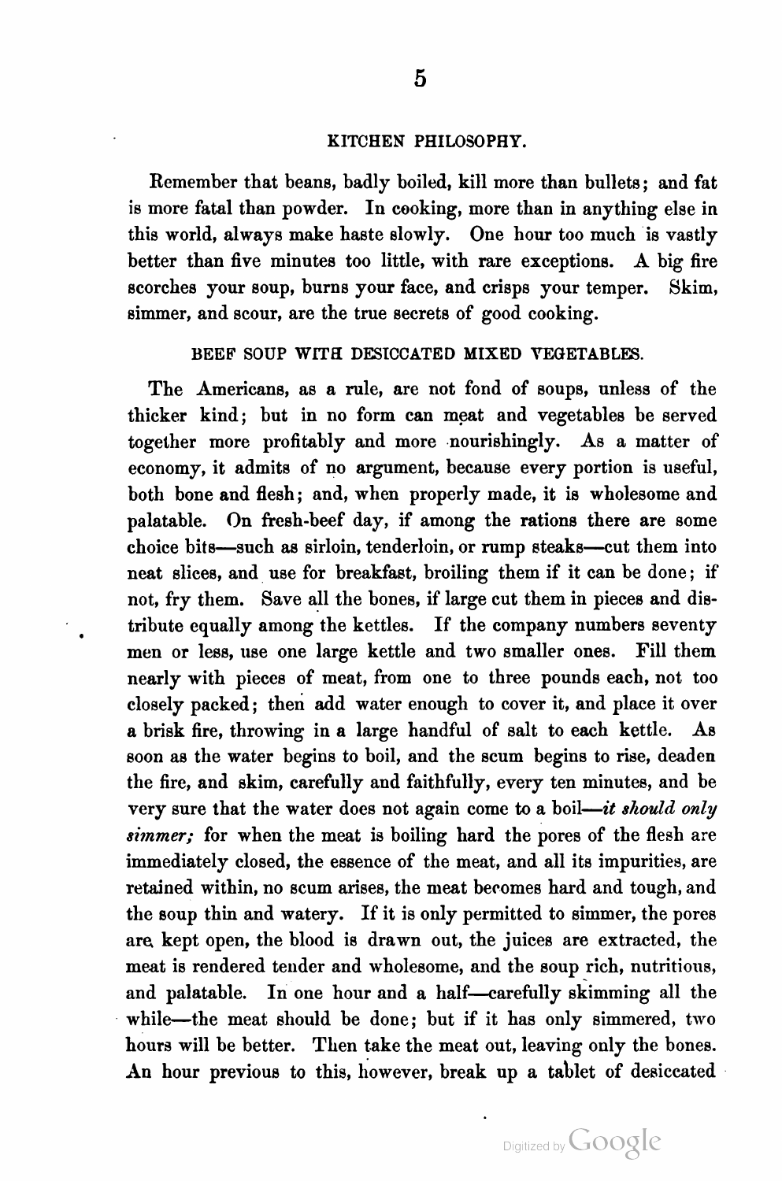## KITCHEN PHILOSOPHY.

Remember that beans, badly boiled, kill more than bullets; and fat is more fatal than powder. In cooking, more than in anything else in this world, always make haste slowly. One hour too much is vastly better than five minutes too little, with rare exceptions. A big fire scorches your soup, burns your face, and crisps your temper. Skim, simmer, and scour, are the true secrets of good cooking.

## BEEF SOUP WITH DESICCATED MIXED VEGETABLES.

The Americans, as a rule, are not fond of soups, unless of the thicker kind; but in no form can meat and vegetables be served together more profitably and more nourishingly. As a matter of economy, it admits of no argument, because every portion is useful, both bone and flesh; and, when properly made, it is wholesome and palatable. On fresh-beef day, if among the rations there are some choice bits—such as sirloin, tenderloin, or rump steaks—cut them into neat slices, and use for breakfast, broiling them if it can be done; if not, fry them. Save all the bones, if large cut them in pieces and distribute equally among the kettles. If the company numbers seventy men or less, use one large kettle and two smaller ones. Fill them nearly with pieces of meat, from one to three pounds each, not too closely packed; then add water enough to cover it, and place it over a brisk fire, throwing in a large handful of salt to each kettle. As soon as the water begins to boil, and the scum begins to rise, deaden the fire, and skim, carefully and faithfully, every ten minutes, and be very sure that the water does not again come to a boil—*it should only simmer;* for when the meat is boiling hard the pores of the flesh are immediately closed, the essence of the meat, and all its impurities, are retained within, no scum arises, the meat becomes hard and tough, and the soup thin and watery. If it is only permitted to simmer, the pores are kept open, the blood is drawn out, the juices are extracted, the meat is rendered tender and wholesome, and the soup rich, nutritious, and palatable. In one hour and a half—carefully skimming all the while—the meat should be done; but if it has only simmered, two hours will be better. Then take the meat out, leaving only the bones. An hour previous to this, however, break up a tablet of desiccated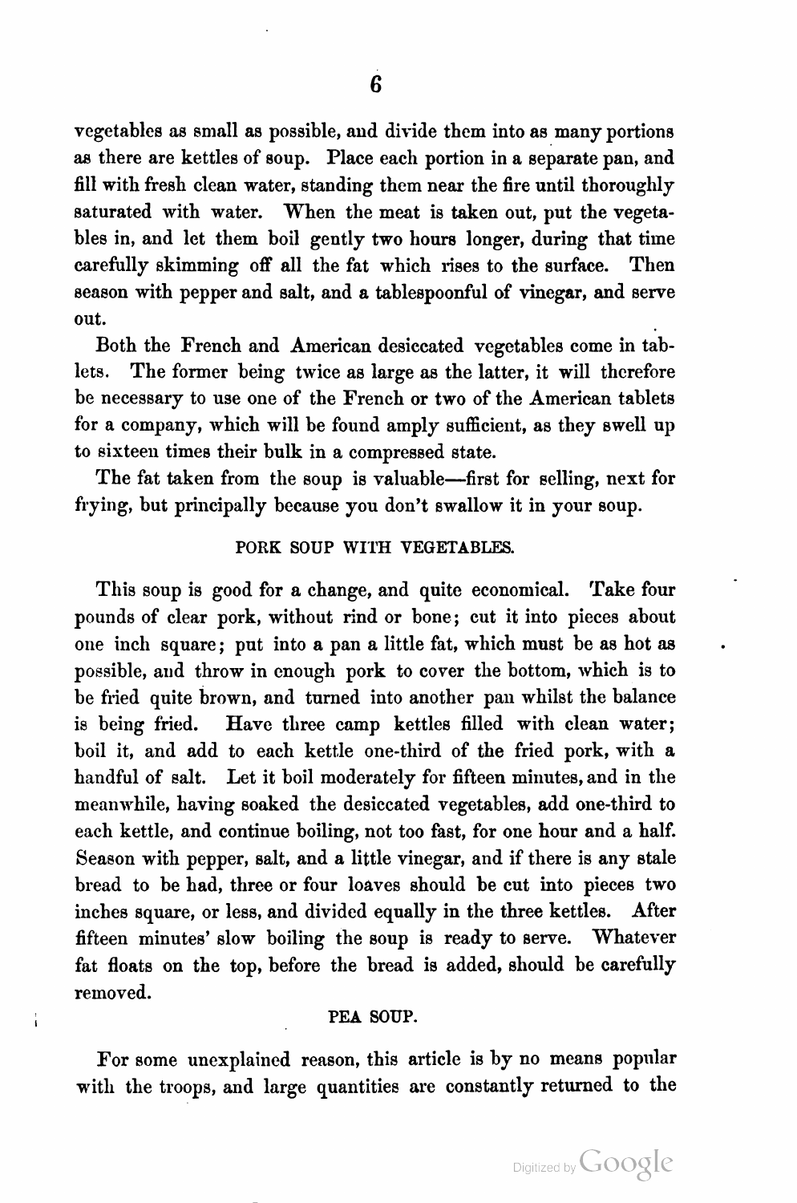vegetables as small as possible, and divide them into as many portions as there are kettles of soup. Place each portion in a separate pan, and fill with fresh clean water, standing them near the fire until thoroughly saturated with water. When the meat is taken out, put the vegetables in, and let them boil gently two hours longer, during that time carefully skimming off all the fat which rises to the surface. Then season with pepper and salt, and a tablespoonful of vinegar, and serve out.

Both the French and American desiccated vegetables come in tablets. The former being twice as large as the latter, it will therefore be necessary to use one of the French or two of the American tablets for a company, which will be found amply sufficient, as they swell up to sixteen times their bulk in a compressed state.

The fat taken from the soup is valuable—first for selling, next for frying, but principally because you don't swallow it in your soup.

## PORK SOUP WITH VEGETABLES.

This soup is good for a change, and quite economical. Take four pounds of clear pork, without rind or bone; cut it into pieces about one inch square; put into a pan a little fat, which must be as hot as possible, and throw in enough pork to cover the bottom, which is to be fried quite brown, and turned into another pan whilst the balance is being fried. Have three camp kettles filled with clean water; boil it, and add to each kettle one-third of the fried pork, with a handful of salt. Let it boil moderately for fifteen minutes, and in the meanwhile, having soaked the desiccated vegetables, add one-third to each kettle, and continue boiling, not too fast, for one hour and a half. Season with pepper, salt, and a little vinegar, and if there is any stale bread to be had, three or four loaves should be cut into pieces two inches square, or less, and divided equally in the three kettles. After fifteen minutes' slow boiling the soup is ready to serve. Whatever fat floats on the top, before the bread is added, should be carefully removed.

## PEA SOUP.

For some unexplained reason, this article is by no means popular with the troops, and large quantities are constantly returned to the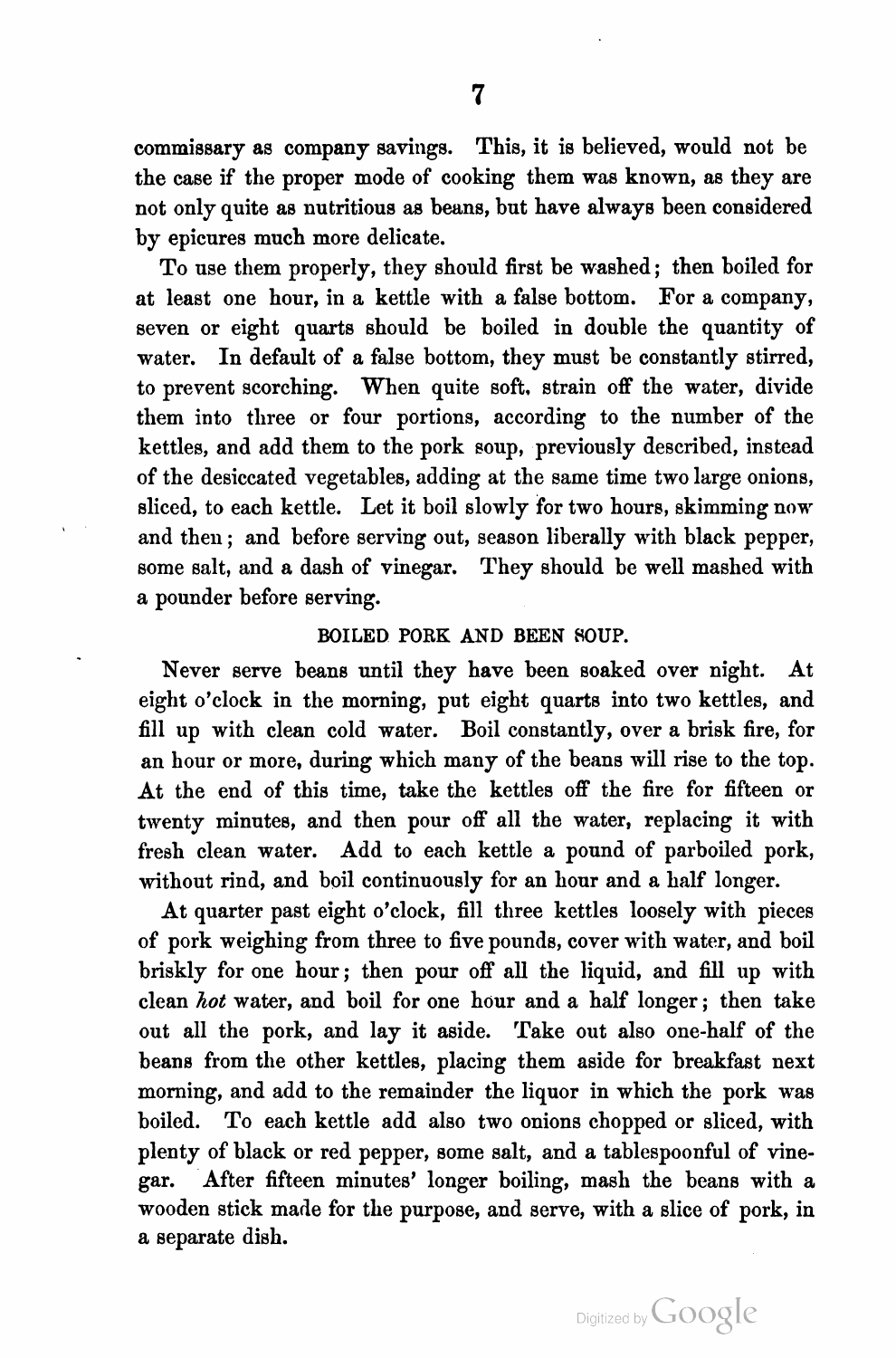commissary as company savings. This, it is believed, would not be the case if the proper mode of cooking them was known, as they are not only quite as nutritious as beans, but have always been considered by epicures much more delicate.

To use them properly, they should first be washed; then boiled for at least one hour, in a kettle with a false bottom. For a company, seven or eight quarts should be boiled in double the quantity of water. In default of a false bottom, they must be constantly stirred, to prevent scorching. When quite soft, strain off the water, divide them into three or four portions, according to the number of the kettles, and add them to the pork soup, previously described, instead of the desiccated vegetables, adding at the same time two large onions, sliced, to each kettle. Let it boil slowly for two hours, skimming now and then; and before serving out, season liberally with black pepper, some salt, and a dash of vinegar. They should be well mashed with a pounder before serving.

### BOILED PORK AND BEEN SOUP.

Never serve beans until they have been soaked over night. At eight o'clock in the morning, put eight quarts into two kettles, and fill up with clean cold water. Boil constantly, over a brisk fire, for an hour or more, during which many of the beans will rise to the top. At the end of this time, take the kettles off the fire for fifteen or twenty minutes, and then pour off all the water, replacing it with fresh clean water. Add to each kettle a pound of parboiled pork, without rind, and boil continuously for an hour and a half longer.

At quarter past eight o'clock, fill three kettles loosely with pieces of pork weighing from three to five pounds, cover with water, and boil briskly for one hour; then pour off all the liquid, and fill up with clean *hot* water, and boil for one hour and a half longer; then take out all the pork, and lay it aside. Take out also one-half of the beans from the other kettles, placing them aside for breakfast next morning, and add to the remainder the liquor in which the pork was boiled. To each kettle add also two onions chopped or sliced, with plenty of black or red pepper, some salt, and a tablespoonful of vinegar. After fifteen minutes' longer boiling, mash the beans with a wooden stick made for the purpose, and serve, with a slice of pork, in a separate dish.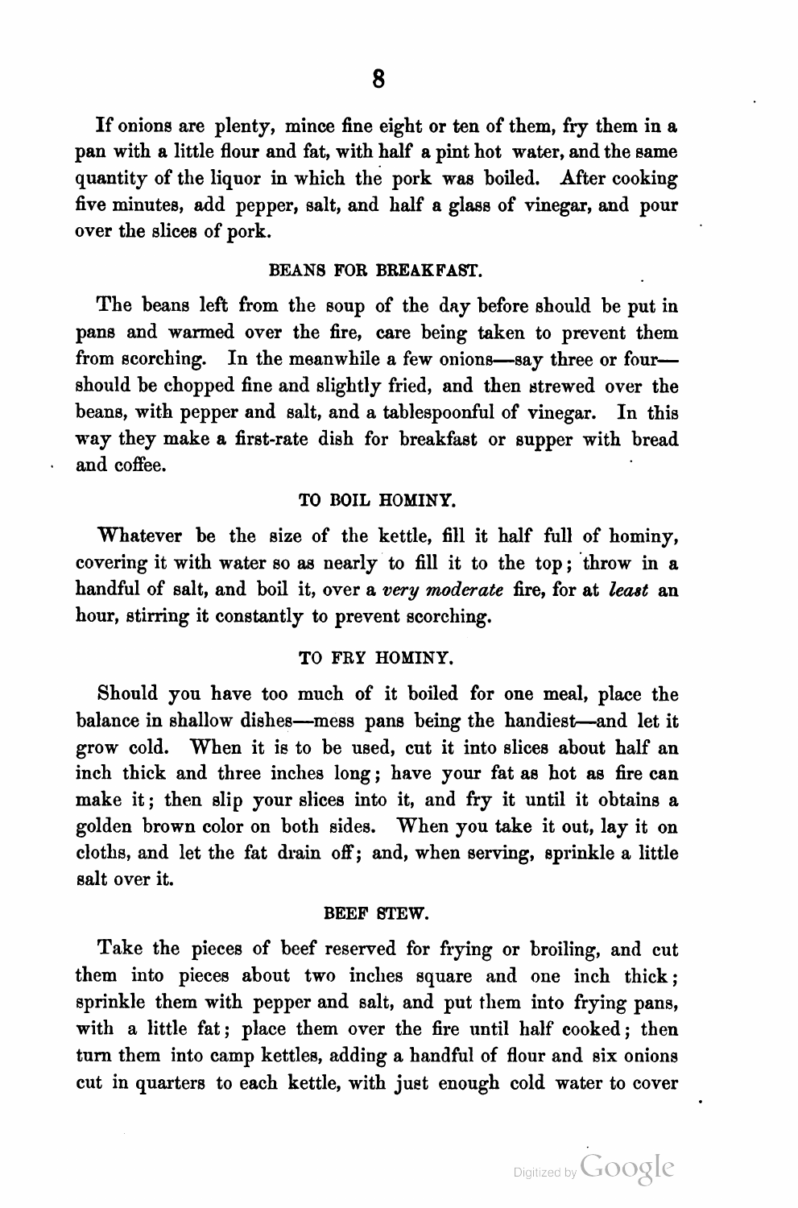If onions are plenty, mince fine eight or ten of them, fry them in a pan with a little flour and fat, with half a pint hot water, and the same quantity of the liquor in which the pork was boiled. After cooking five minutes, add pepper, salt, and half a glass of vinegar, and pour over the slices of pork.

### BEANS FOR BREAKFAST.

The beans left from the soup of the day before should be put in pans and warmed over the fire, care being taken to prevent them from scorching. In the meanwhile a few onions—say three or four—should be chopped fine and slightly fried, and then strewed over the beans, with pepper and salt, and a tablespoonful of vinegar. In this way they make a first-rate dish for breakfast or supper with bread and coffee.

### TO BOIL HOMINY.

Whatever be the size of the kettle, fill it half full of hominy, covering it with water so as nearly to fill it to the top; throw in a handful of salt, and boil it, over a *very moderate* fire, for at *least* an hour, stirring it constantly to prevent scorching.

### TO FRY HOMINY.

Should you have too much of it boiled for one meal, place the balance in shallow dishes—mess pans being the handiest—and let it grow cold. When it is to be used, cut it into slices about half an inch thick and three inches long; have your fat as hot as fire can make it; then slip your slices into it, and fry it until it obtains a golden brown color on both sides. When you take it out, lay it on cloths, and let the fat drain off; and, when serving, sprinkle a little salt over it.

### BEEF STEW.

Take the pieces of beef reserved for frying or broiling, and cut them into pieces about two inches square and one inch thick; sprinkle them with pepper and salt, and put them into frying pans, with a little fat; place them over the fire until half cooked; then turn them into camp kettles, adding a handful of flour and six onions cut in quarters to each kettle, with just enough cold water to cover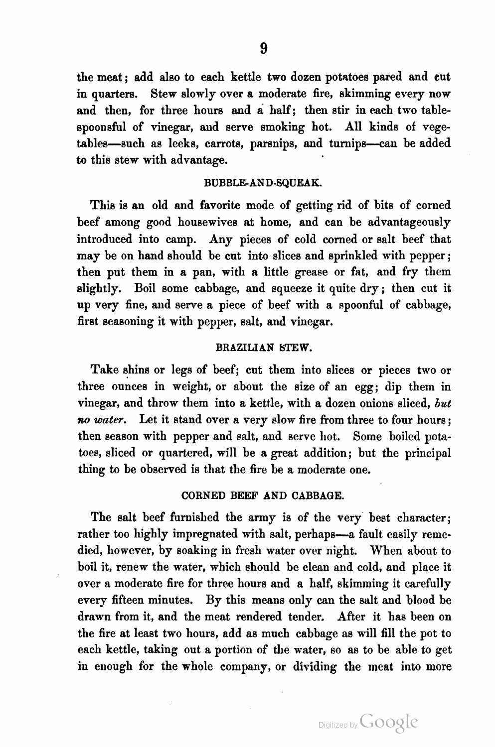the meat; add also to each kettle two dozen potatoes pared and cut in quarters. Stew slowly over a moderate fire, skimming every now and then, for three hours and a half; then stir in each two tablespoonsful of vinegar, and serve smoking hot. All kinds of vegetables—such as leeks, carrots, parsnips, and turnips—can be added to this stew with advantage.

### BUBBLE-AND-SQUEAK.

This is an old and favorite mode of getting rid of bits of corned beef among good housewives at home, and can be advantageously introduced into camp. Any pieces of cold corned or salt beef that may be on hand should be cut into slices and sprinkled with pepper; then put them in a pan, with a little grease or fat, and fry them slightly. Boil some cabbage, and squeeze it quite dry; then cut it up very fine, and serve a piece of beef with a spoonful of cabbage, first seasoning it with pepper, salt, and vinegar.

### BRAZILIAN STEW.

Take shins or legs of beef; cut them into slices or pieces two or three ounces in weight, or about the size of an egg; dip them in vinegar, and throw them into a kettle, with a dozen onions sliced, *but no water*. Let it stand over a very slow fire from three to four hours; then season with pepper and salt, and serve hot. Some boiled potatoes, sliced or quartered, will be a great addition; but the principal thing to be observed is that the fire be a moderate one.

### CORNED BEEF AND CABBAGE.

The salt beef furnished the army is of the very best character; rather too highly impregnated with salt, perhaps—a fault easily remedied, however, by soaking in fresh water over night. When about to boil it, renew the water, which should be clean and cold, and place it over a moderate fire for three hours and a half, skimming it carefully every fifteen minutes. By this means only can the salt and blood be drawn from it, and the meat rendered tender. After it has been on the fire at least two hours, add as much cabbage as will fill the pot to each kettle, taking out a portion of the water, so as to be able to get in enough for the whole company, or dividing the meat into more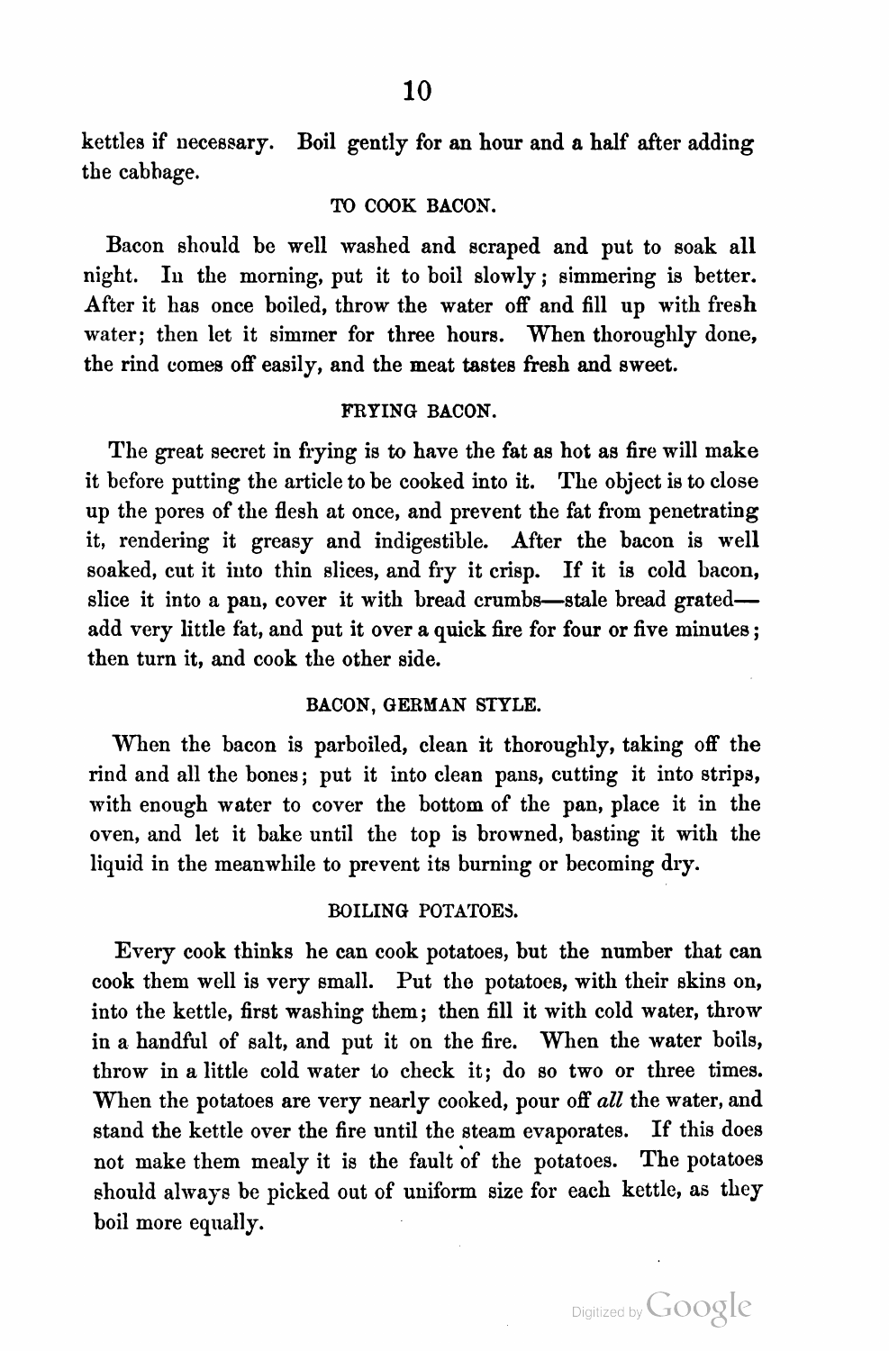kettles if necessary. Boil gently for an hour and a half after adding the cabbage.

### TO COOK BACON.

Bacon should be well washed and scraped and put to soak all night. In the morning, put it to boil slowly; simmering is better. After it has once boiled, throw the water off and fill up with fresh water; then let it simmer for three hours. When thoroughly done, the rind comes off easily, and the meat tastes fresh and sweet.

### FRYING BACON.

The great secret in frying is to have the fat as hot as fire will make it before putting the article to be cooked into it. The object is to close up the pores of the flesh at once, and prevent the fat from penetrating it, rendering it greasy and indigestible. After the bacon is well soaked, cut it into thin slices, and fry it crisp. If it is cold bacon, slice it into a pan, cover it with bread crumbs—stale bread grated—add very little fat, and put it over a quick fire for four or five minutes; then turn it, and cook the other side.

### BACON, GERMAN STYLE.

When the bacon is parboiled, clean it thoroughly, taking off the rind and all the bones; put it into clean pans, cutting it into strips, with enough water to cover the bottom of the pan, place it in the oven, and let it bake until the top is browned, basting it with the liquid in the meanwhile to prevent its burning or becoming dry.

### BOILING POTATOES.

Every cook thinks he can cook potatoes, but the number that can cook them well is very small. Put the potatoes, with their skins on, into the kettle, first washing them; then fill it with cold water, throw in a handful of salt, and put it on the fire. When the water boils, throw in a little cold water to check it; do so two or three times. When the potatoes are very nearly cooked, pour off *all* the water, and stand the kettle over the fire until the steam evaporates. If this does not make them mealy it is the fault of the potatoes. The potatoes should always be picked out of uniform size for each kettle, as they boil more equally.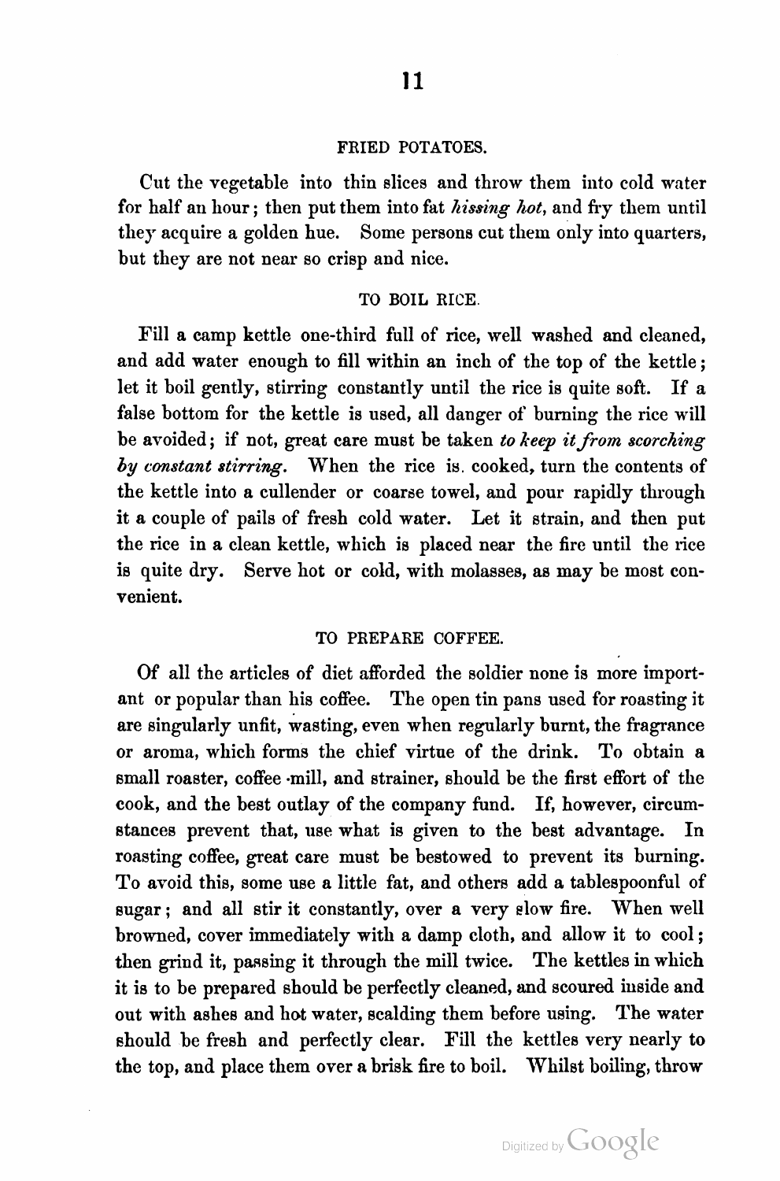### FRIED POTATOES.

Cut the vegetable into thin slices and throw them into cold water for half an hour; then put them into fat *hissing hot*, and fry them until they acquire a golden hue. Some persons cut them only into quarters, but they are not near so crisp and nice.

### TO BOIL RICE.

Fill a camp kettle one-third full of rice, well washed and cleaned, and add water enough to fill within an inch of the top of the kettle; let it boil gently, stirring constantly until the rice is quite soft. If a false bottom for the kettle is used, all danger of burning the rice will be avoided; if not, great care must be taken *to keep it from scorching by constant stirring*. When the rice is. cooked, turn the contents of the kettle into a cullender or coarse towel, and pour rapidly through it a couple of pails of fresh cold water. Let it strain, and then put the rice in a clean kettle, which is placed near the fire until the rice is quite dry. Serve hot or cold, with molasses, as may be most convenient.

### TO PREPARE COFFEE.

Of all the articles of diet afforded the soldier none is more important or popular than his coffee. The open tin pans used for roasting it are singularly unfit, wasting, even when regularly burnt, the fragrance or aroma, which forms the chief virtue of the drink. To obtain a small roaster, coffee-mill, and strainer, should be the first effort of the cook, and the best outlay of the company fund. If, however, circumstances prevent that, use what is given to the best advantage. In roasting coffee, great care must be bestowed to prevent its burning. To avoid this, some use a little fat, and others add a tablespoonful of sugar; and all stir it constantly, over a very slow fire. When well browned, cover immediately with a damp cloth, and allow it to cool; then grind it, passing it through the mill twice. The kettles in which it is to be prepared should be perfectly cleaned, and scoured inside and out with ashes and hot water, scalding them before using. The water should be fresh and perfectly clear. Fill the kettles very nearly to the top, and place them over a brisk fire to boil. Whilst boiling, throw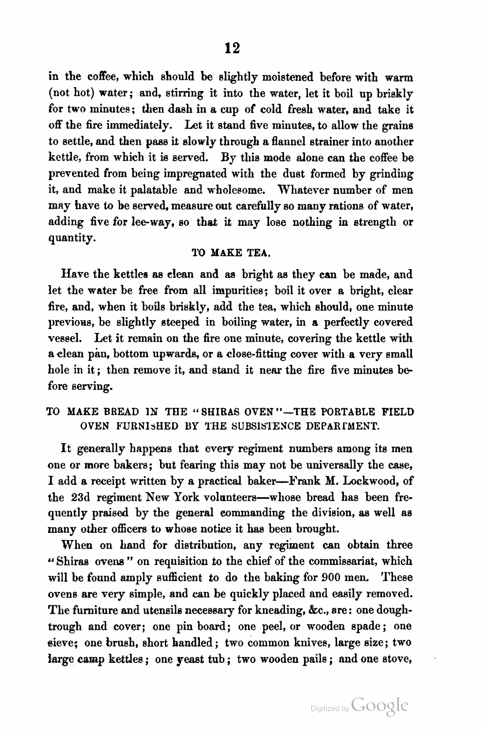in the coffee, which should be slightly moistened before with warm (not hot) water; and, stirring it into the water, let it boil up briskly for two minutes; then dash in a cup of cold fresh water, and take it off the fire immediately. Let it stand five minutes, to allow the grains to settle, and then pass it slowly through a flannel strainer into another kettle, from which it is served. By this mode alone can the coffee be prevented from being impregnated with the dust formed by grinding it, and make it palatable and wholesome. Whatever number of men may have to be served, measure out carefully so many rations of water, adding five for lee-way, so that it may lose nothing in strength or quantity.

### TO MAKE TEA.

Have the kettles as clean and as bright as they can be made, and let the water be free from all impurities; boil it over a bright, clear fire, and, when it boils briskly, add the tea, which should, one minute previous, be slightly steeped in boiling water, in a perfectly covered vessel. Let it remain on the fire one minute, covering the kettle with a clean pan, bottom upwards, or a close-fitting cover with a very small hole in it; then remove it, and stand it near the fire five minutes before serving.

### TO MAKE BREAD IN THE "SHIRAS OVEN"—THE PORTABLE FIELD OVEN FURNISHED BY THE SUBSISTENCE DEPARTMENT.

It generally happens that every regiment numbers among its men one or more bakers; but fearing this may not be universally the case, I add a receipt written by a practical baker—Frank M. Lockwood, of the 23d regiment New York volunteers—whose bread has been frequently praised by the general commanding the division, as well as many other officers to whose notice it has been brought.

When on hand for distribution, any regiment can obtain three "Shiras ovens" on requisition to the chief of the commissariat, which will be found amply sufficient to do the baking for 900 men. These ovens are very simple, and can be quickly placed and easily removed. The furniture and utensils necessary for kneading, &c., are: one dough-trough and cover; one pin board; one peel, or wooden spade; one sieve; one brush, short handled; two common knives, large size; two large camp kettles; one yeast tub; two wooden pails; and one stove,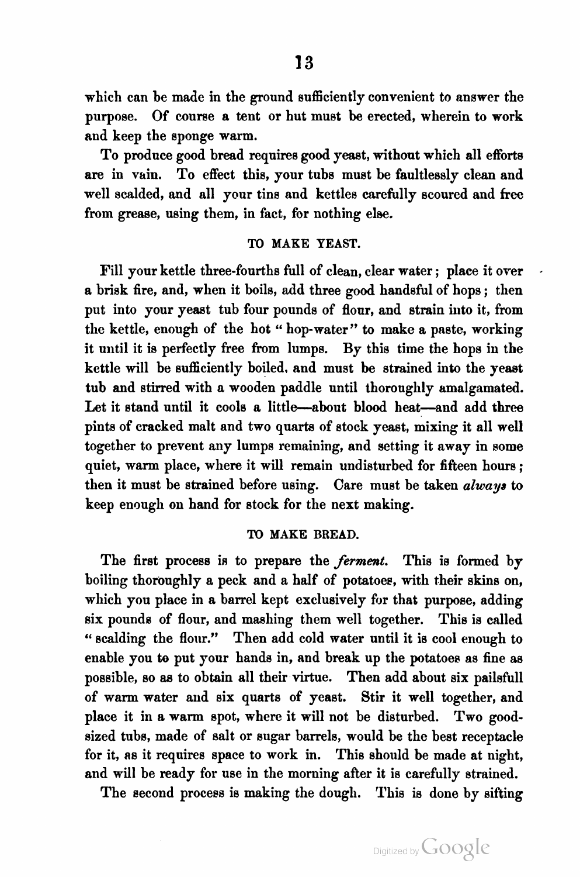which can be made in the ground sufficiently convenient to answer the purpose. Of course a tent or hut must be erected, wherein to work and keep the sponge warm.

To produce good bread requires good yeast, without which all efforts are in vain. To effect this, your tubs must be faultlessly clean and well scalded, and all your tins and kettles carefully scoured and free from grease, using them, in fact, for nothing else.

### TO MAKE YEAST.

Fill your kettle three-fourths full of clean, clear water; place it over a brisk fire, and, when it boils, add three good handsful of hops; then put into your yeast tub four pounds of flour, and strain into it, from the kettle, enough of the hot "hop-water" to make a paste, working it until it is perfectly free from lumps. By this time the hops in the kettle will be sufficiently boiled, and must be strained into the yeast tub and stirred with a wooden paddle until thoroughly amalgamated. Let it stand until it cools a little—about blood heat—and add three pints of cracked malt and two quarts of stock yeast, mixing it all well together to prevent any lumps remaining, and setting it away in some quiet, warm place, where it will remain undisturbed for fifteen hours; then it must be strained before using. Care must be taken *always* to keep enough on hand for stock for the next making.

### TO MAKE BREAD.

The first process is to prepare the *ferment*. This is formed by boiling thoroughly a peck and a half of potatoes, with their skins on, which you place in a barrel kept exclusively for that purpose, adding six pounds of flour, and mashing them well together. This is called "scalding the flour." Then add cold water until it is cool enough to enable you to put your hands in, and break up the potatoes as fine as possible, so as to obtain all their virtue. Then add about six pailsfull of warm water and six quarts of yeast. Stir it well together, and place it in a warm spot, where it will not be disturbed. Two good-sized tubs, made of salt or sugar barrels, would be the best receptacle for it, as it requires space to work in. This should be made at night, and will be ready for use in the morning after it is carefully strained.

The second process is making the dough. This is done by sifting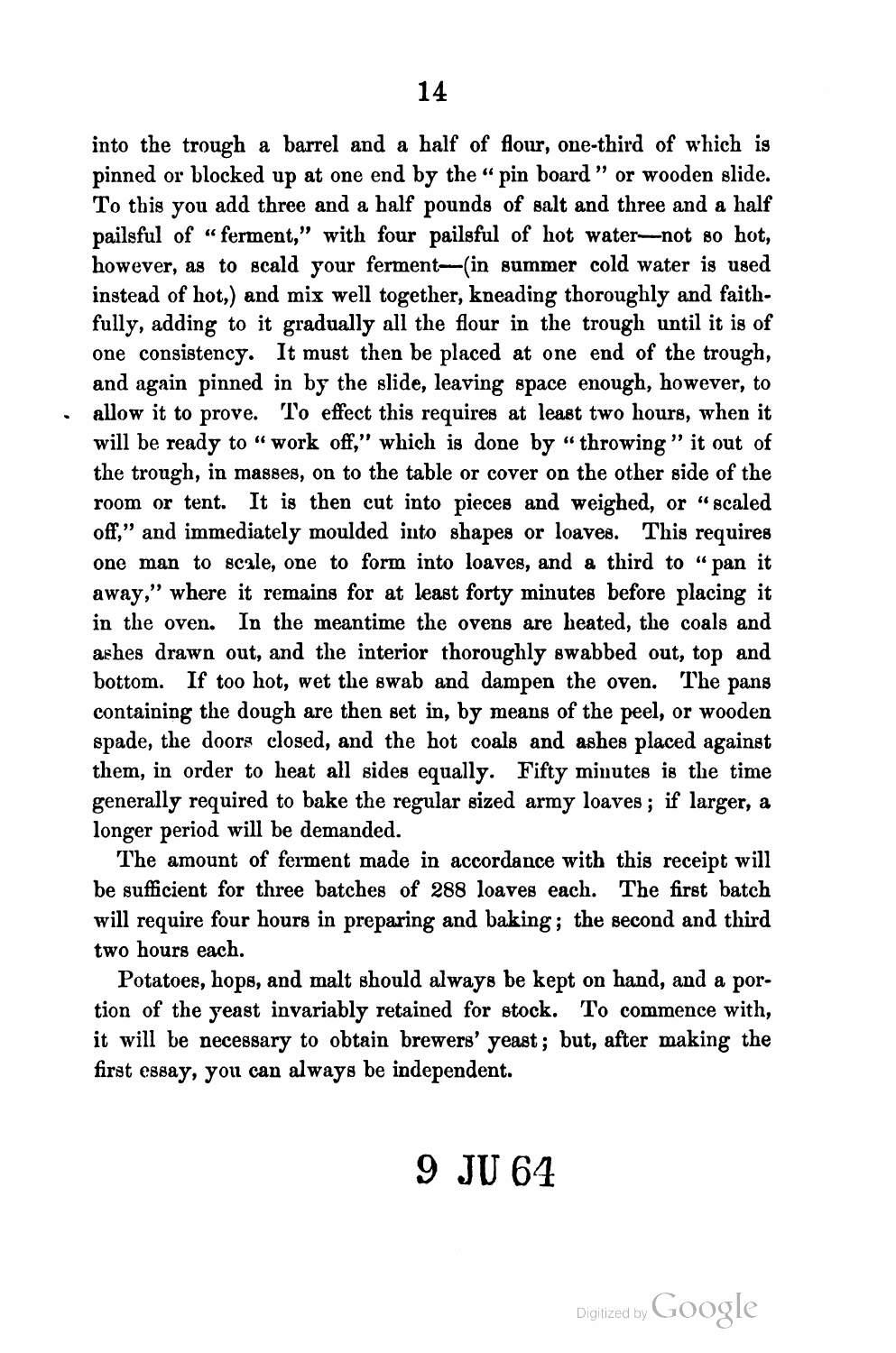into the trough a barrel and a half of flour, one-third of which is pinned or blocked up at one end by the "pin board" or wooden slide. To this you add three and a half pounds of salt and three and a half pailsful of "ferment," with four pailsful of hot water—not so hot, however, as to scald your ferment—(in summer cold water is used instead of hot,) and mix well together, kneading thoroughly and faithfully, adding to it gradually all the flour in the trough until it is of one consistency. It must then be placed at one end of the trough, and again pinned in by the slide, leaving space enough, however, to allow it to prove. To effect this requires at least two hours, when it will be ready to "work off," which is done by "throwing" it out of the trough, in masses, on to the table or cover on the other side of the room or tent. It is then cut into pieces and weighed, or "scaled off," and immediately moulded into shapes or loaves. This requires one man to scale, one to form into loaves, and a third to "pan it away," where it remains for at least forty minutes before placing it in the oven. In the meantime the ovens are heated, the coals and ashes drawn out, and the interior thoroughly swabbed out, top and bottom. If too hot, wet the swab and dampen the oven. The pans containing the dough are then set in, by means of the peel, or wooden spade, the doors closed, and the hot coals and ashes placed against them, in order to heat all sides equally. Fifty minutes is the time generally required to bake the regular sized army loaves; if larger, a longer period will be demanded.

The amount of ferment made in accordance with this receipt will be sufficient for three batches of 288 loaves each. The first batch will require four hours in preparing and baking; the second and third two hours each.

Potatoes, hops, and malt should always be kept on hand, and a portion of the yeast invariably retained for stock. To commence with, it will be necessary to obtain brewers' yeast; but, after making the first essay, you can always be independent.

9 JU 64